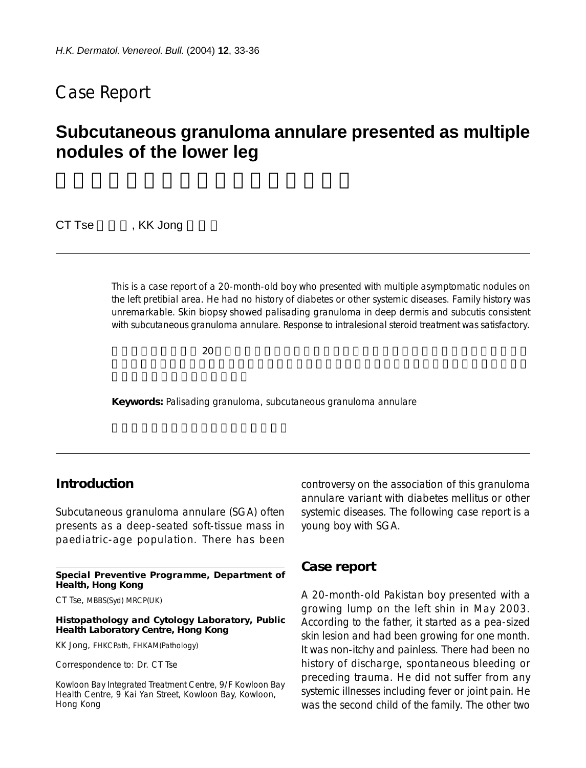# Case Report

## Subcutaneous granuloma annulare presented as multiple nodules of the lower leg

CT Tse, KK Jong

This is a case report of a 20-month-old boy who presented with multiple asymptomatic nodules on the left pretibial area. He had no history of diabetes or other systemic diseases. Family history was unremarkable. Skin biopsy showed palisading granuloma in deep dermis and subcutis consistent with subcutaneous granuloma annulare. Response to intralesional steroid treatment was satisfactory.

**Keywords:** Palisading granuloma, subcutaneous granuloma annulare

## Introduction

Subcutaneous granuloma annulare (SGA) often presents as a deep-seated soft-tissue mass in paediatric-age population. There has been controversy on the association of this granuloma annulare variant with diabetes mellitus or other systemic diseases. The following case report is a young boy with SGA.

## Case report

A 20-month-old Pakistan boy presented with a growing lump on the left shin in May 2003. According to the father, it started as a pea-sized skin lesion and had been growing for one month. It was non-itchy and painless. There had been no history of discharge, spontaneous bleeding or preceding trauma. He did not suffer from any systemic illnesses including fever or joint pain. He was the second child of the family. The other two

---

**Special Preventive Programme, Department of Health, Hong Kong**

CT Tse, MBBS(Syd) MRCP(UK)

**Histopathology and Cytology Laboratory, Public Health Laboratory Centre, Hong Kong**

KK Jong, FHKCPath, FHKAM(Pathology)

Correspondence to: Dr. CT Tse

Kowloon Bay Integrated Treatment Centre, 9/F Kowloon Bay Health Centre, 9 Kai Yan Street, Kowloon Bay, Kowloon, Hong Kong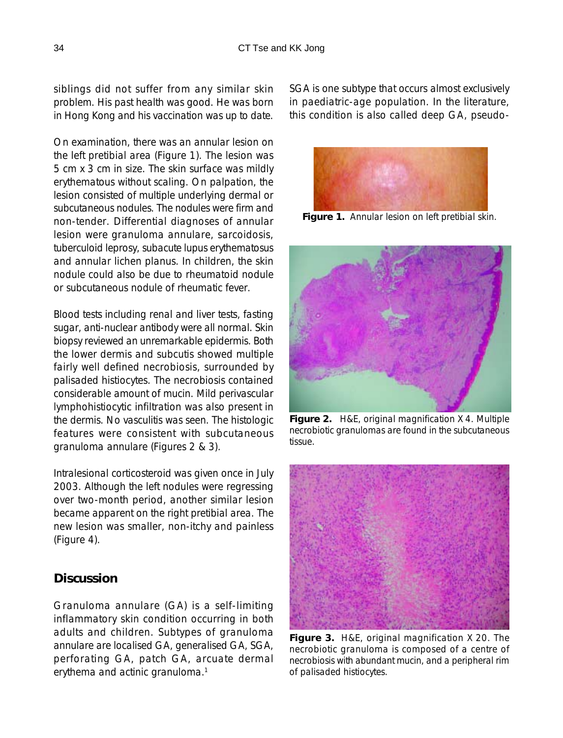siblings did not suffer from any similar skin problem. His past health was good. He was born in Hong Kong and his vaccination was up to date.

On examination, there was an annular lesion on the left pretibial area (Figure 1). The lesion was 5 cm x 3 cm in size. The skin surface was mildly erythematous without scaling. On palpation, the lesion consisted of multiple underlying dermal or subcutaneous nodules. The nodules were firm and non-tender. Differential diagnoses of annular lesion were granuloma annulare, sarcoidosis, tuberculoid leprosy, subacute lupus erythematosus and annular lichen planus. In children, the skin nodule could also be due to rheumatoid nodule or subcutaneous nodule of rheumatic fever.

Blood tests including renal and liver tests, fasting sugar, anti-nuclear antibody were all normal. Skin biopsy reviewed an unremarkable epidermis. Both the lower dermis and subcutis showed multiple fairly well defined necrobiosis, surrounded by palisaded histiocytes. The necrobiosis contained considerable amount of mucin. Mild perivascular lymphohistiocytic infiltration was also present in the dermis. No vasculitis was seen. The histologic features were consistent with subcutaneous granuloma annulare (Figures 2 & 3).

Intralesional corticosteroid was given once in July 2003. Although the left nodules were regressing over two-month period, another similar lesion became apparent on the right pretibial area. The new lesion was smaller, non-itchy and painless (Figure 4).

## Discussion

Granuloma annulare (GA) is a self-limiting inflammatory skin condition occurring in both adults and children. Subtypes of granuloma annulare are localised GA, generalised GA, SGA, perforating GA, patch GA, arcuate dermal erythema and actinic granuloma.[1]

SGA is one subtype that occurs almost exclusively in paediatric-age population. In the literature, this condition is also called deep GA, pseudo-

**Figure 1.** Annular lesion on left pretibial skin.

**Figure 2.** H&E, original magnification X 4. Multiple necrobiotic granulomas are found in the subcutaneous tissue.

**Figure 3.** H&E, original magnification X 20. The necrobiotic granuloma is composed of a centre of necrobiosis with abundant mucin, and a peripheral rim of palisaded histiocytes.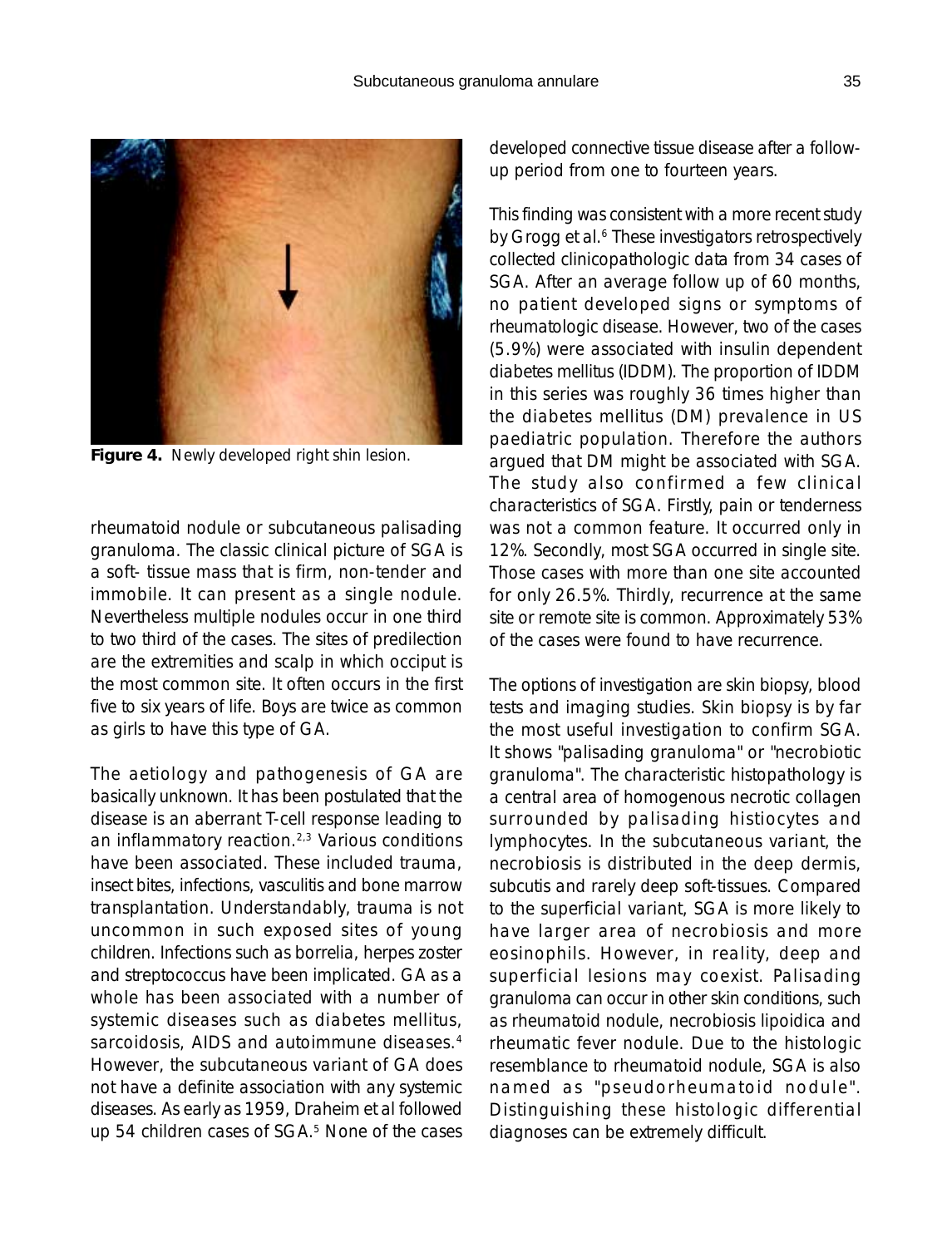Figure 4. Newly developed right shin lesion.

rheumatoid nodule or subcutaneous palisading granuloma. The classic clinical picture of SGA is a soft- tissue mass that is firm, non-tender and immobile. It can present as a single nodule. Nevertheless multiple nodules occur in one third to two third of the cases. The sites of predilection are the extremities and scalp in which occiput is the most common site. It often occurs in the first five to six years of life. Boys are twice as common as girls to have this type of GA.

The aetiology and pathogenesis of GA are basically unknown. It has been postulated that the disease is an aberrant T-cell response leading to an inflammatory reaction.[2,3] Various conditions have been associated. These included trauma, insect bites, infections, vasculitis and bone marrow transplantation. Understandably, trauma is not uncommon in such exposed sites of young children. Infections such as borrelia, herpes zoster and streptococcus have been implicated. GA as a whole has been associated with a number of systemic diseases such as diabetes mellitus, sarcoidosis, AIDS and autoimmune diseases.[4] However, the subcutaneous variant of GA does not have a definite association with any systemic diseases. As early as 1959, Draheim et al followed up 54 children cases of SGA.[5] None of the cases developed connective tissue disease after a follow-up period from one to fourteen years.

This finding was consistent with a more recent study by Grogg et al.[6] These investigators retrospectively collected clinicopathologic data from 34 cases of SGA. After an average follow up of 60 months, no patient developed signs or symptoms of rheumatologic disease. However, two of the cases (5.9%) were associated with insulin dependent diabetes mellitus (IDDM). The proportion of IDDM in this series was roughly 36 times higher than the diabetes mellitus (DM) prevalence in US paediatric population. Therefore the authors argued that DM might be associated with SGA. The study also confirmed a few clinical characteristics of SGA. Firstly, pain or tenderness was not a common feature. It occurred only in 12%. Secondly, most SGA occurred in single site. Those cases with more than one site accounted for only 26.5%. Thirdly, recurrence at the same site or remote site is common. Approximately 53% of the cases were found to have recurrence.

The options of investigation are skin biopsy, blood tests and imaging studies. Skin biopsy is by far the most useful investigation to confirm SGA. It shows "palisading granuloma" or "necrobiotic granuloma". The characteristic histopathology is a central area of homogenous necrotic collagen surrounded by palisading histiocytes and lymphocytes. In the subcutaneous variant, the necrobiosis is distributed in the deep dermis, subcutis and rarely deep soft-tissues. Compared to the superficial variant, SGA is more likely to have larger area of necrobiosis and more eosinophils. However, in reality, deep and superficial lesions may coexist. Palisading granuloma can occur in other skin conditions, such as rheumatoid nodule, necrobiosis lipoidica and rheumatic fever nodule. Due to the histologic resemblance to rheumatoid nodule, SGA is also named as "pseudorheumatoid nodule". Distinguishing these histologic differential diagnoses can be extremely difficult.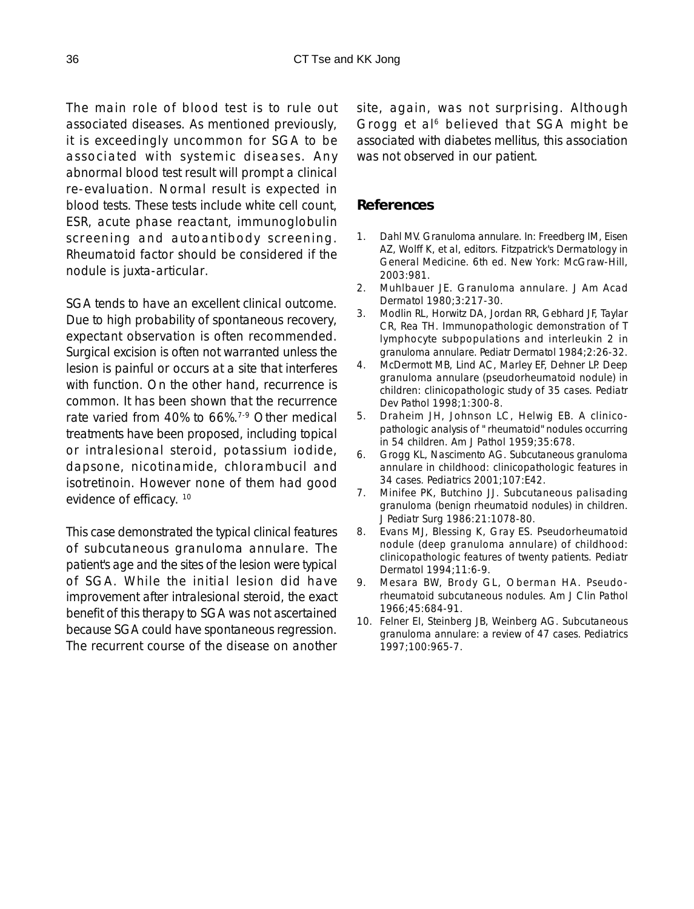The main role of blood test is to rule out associated diseases. As mentioned previously, it is exceedingly uncommon for SGA to be associated with systemic diseases. Any abnormal blood test result will prompt a clinical re-evaluation. Normal result is expected in blood tests. These tests include white cell count, ESR, acute phase reactant, immunoglobulin screening and autoantibody screening. Rheumatoid factor should be considered if the nodule is juxta-articular.

SGA tends to have an excellent clinical outcome. Due to high probability of spontaneous recovery, expectant observation is often recommended. Surgical excision is often not warranted unless the lesion is painful or occurs at a site that interferes with function. On the other hand, recurrence is common. It has been shown that the recurrence rate varied from 40% to 66%.[7-9] Other medical treatments have been proposed, including topical or intralesional steroid, potassium iodide, dapsone, nicotinamide, chlorambucil and isotretinoin. However none of them had good evidence of efficacy. [10]

This case demonstrated the typical clinical features of subcutaneous granuloma annulare. The patient's age and the sites of the lesion were typical of SGA. While the initial lesion did have improvement after intralesional steroid, the exact benefit of this therapy to SGA was not ascertained because SGA could have spontaneous regression. The recurrent course of the disease on another site, again, was not surprising. Although Grogg et al[6] believed that SGA might be associated with diabetes mellitus, this association was not observed in our patient.

## References

1. Dahl MV. Granuloma annulare. In: Freedberg IM, Eisen AZ, Wolff K, et al, editors. Fitzpatrick's Dermatology in General Medicine. 6th ed. New York: McGraw-Hill, 2003:981.
2. Muhlbauer JE. Granuloma annulare. J Am Acad Dermatol 1980;3:217-30.
3. Modlin RL, Horwitz DA, Jordan RR, Gebhard JF, Taylar CR, Rea TH. Immunopathologic demonstration of T lymphocyte subpopulations and interleukin 2 in granuloma annulare. Pediatr Dermatol 1984;2:26-32.
4. McDermott MB, Lind AC, Marley EF, Dehner LP. Deep granuloma annulare (pseudorheumatoid nodule) in children: clinicopathologic study of 35 cases. Pediatr Dev Pathol 1998;1:300-8.
5. Draheim JH, Johnson LC, Helwig EB. A clinicopathologic analysis of "rheumatoid" nodules occurring in 54 children. Am J Pathol 1959;35:678.
6. Grogg KL, Nascimento AG. Subcutaneous granuloma annulare in childhood: clinicopathologic features in 34 cases. Pediatrics 2001;107:E42.
7. Minifee PK, Butchino JJ. Subcutaneous palisading granuloma (benign rheumatoid nodules) in children. J Pediatr Surg 1986:21:1078-80.
8. Evans MJ, Blessing K, Gray ES. Pseudorheumatoid nodule (deep granuloma annulare) of childhood: clinicopathologic features of twenty patients. Pediatr Dermatol 1994;11:6-9.
9. Mesara BW, Brody GL, Oberman HA. Pseudorheumatoid subcutaneous nodules. Am J Clin Pathol 1966;45:684-91.
10. Felner EI, Steinberg JB, Weinberg AG. Subcutaneous granuloma annulare: a review of 47 cases. Pediatrics 1997;100:965-7.